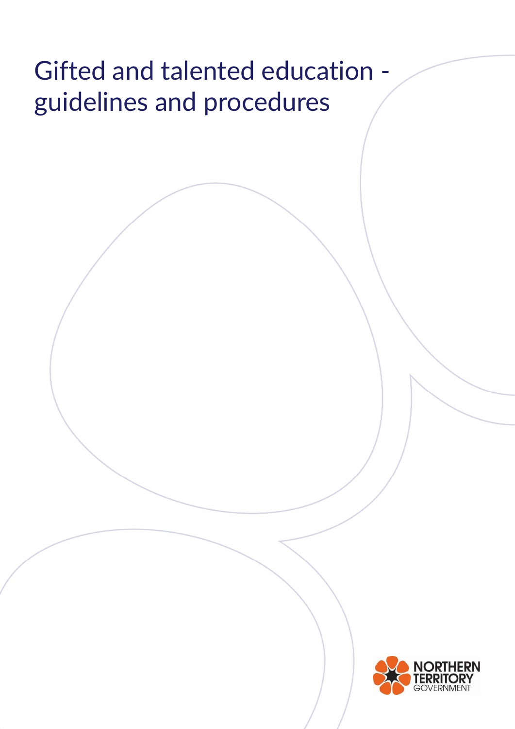# Gifted and talented education - guidelines and procedures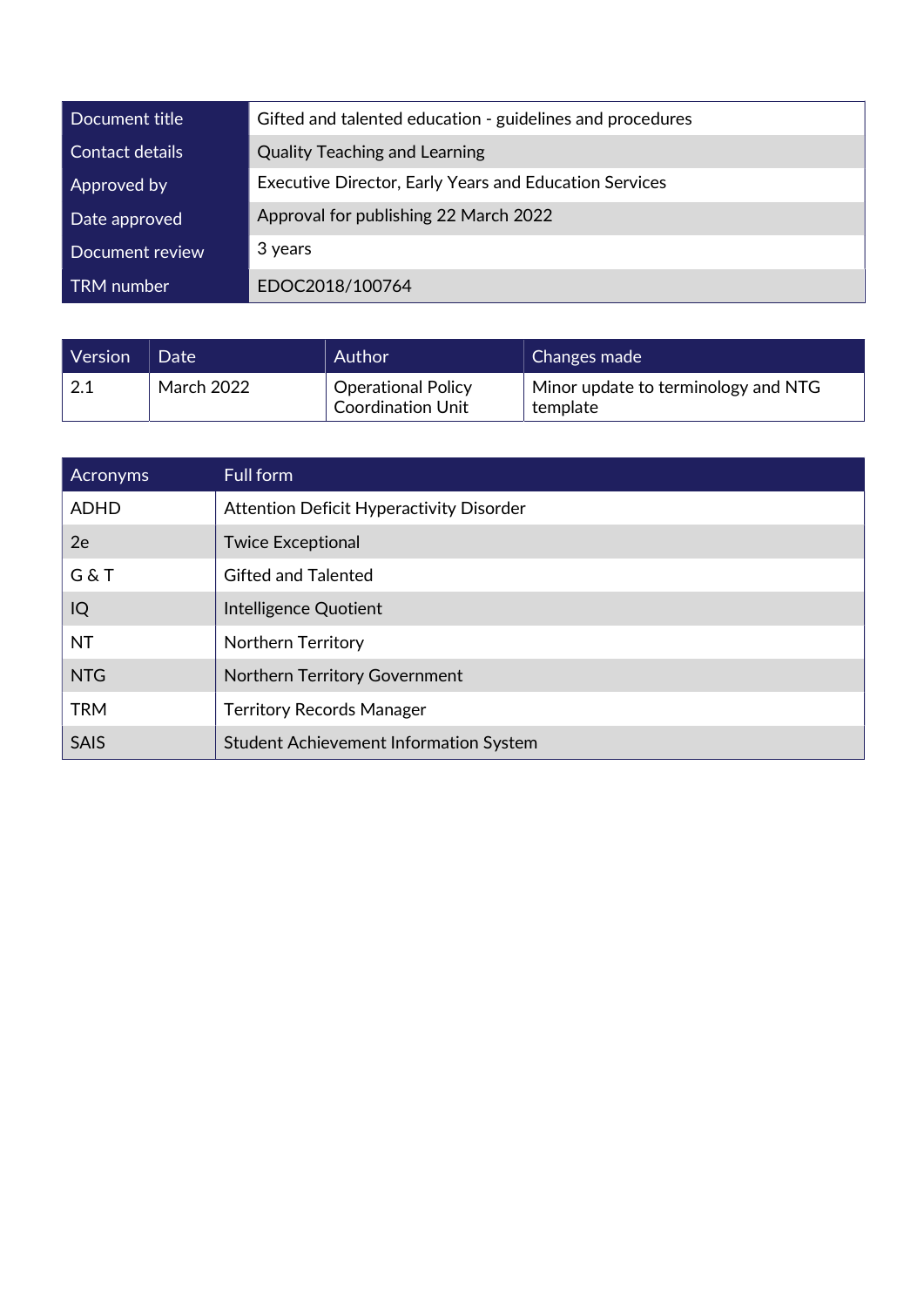| Document title | Gifted and talented education - guidelines and procedures |
|---|---|
| Contact details | Quality Teaching and Learning |
| Approved by | Executive Director, Early Years and Education Services |
| Date approved | Approval for publishing 22 March 2022 |
| Document review | 3 years |
| TRM number | EDOC2018/100764 |

| Version | Date | Author | Changes made |
|---|---|---|---|
| 2.1 | March 2022 | Operational Policy Coordination Unit | Minor update to terminology and NTG template |

| Acronyms | Full form |
|---|---|
| ADHD | Attention Deficit Hyperactivity Disorder |
| 2e | Twice Exceptional |
| G & T | Gifted and Talented |
| IQ | Intelligence Quotient |
| NT | Northern Territory |
| NTG | Northern Territory Government |
| TRM | Territory Records Manager |
| SAIS | Student Achievement Information System |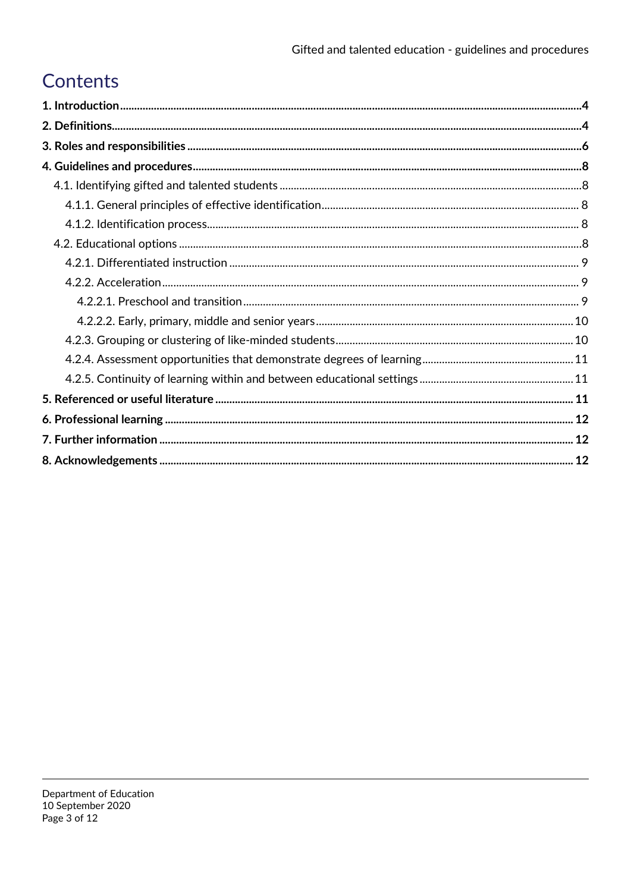# Contents

**1. Introduction** ..... **4**

**2. Definitions** ..... **4**

**3. Roles and responsibilities** ..... **6**

**4. Guidelines and procedures** ..... **8**

- 4.1. Identifying gifted and talented students ..... 8
  - 4.1.1. General principles of effective identification ..... 8
  - 4.1.2. Identification process ..... 8
- 4.2. Educational options ..... 8
  - 4.2.1. Differentiated instruction ..... 9
  - 4.2.2. Acceleration ..... 9
    - 4.2.2.1. Preschool and transition ..... 9
    - 4.2.2.2. Early, primary, middle and senior years ..... 10
  - 4.2.3. Grouping or clustering of like-minded students ..... 10
  - 4.2.4. Assessment opportunities that demonstrate degrees of learning ..... 11
  - 4.2.5. Continuity of learning within and between educational settings ..... 11

**5. Referenced or useful literature** ..... **11**

**6. Professional learning** ..... **12**

**7. Further information** ..... **12**

**8. Acknowledgements** ..... **12**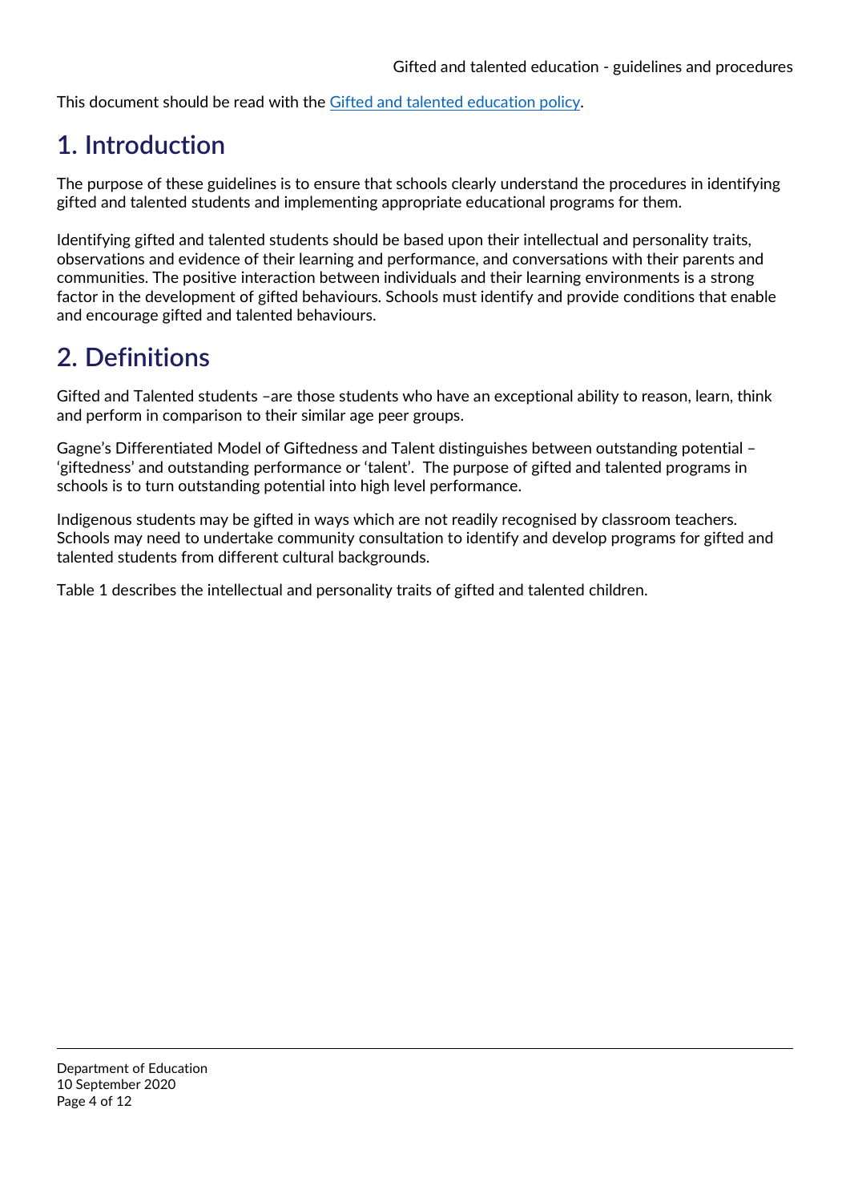This document should be read with the [Gifted and talented education policy](Gifted and talented education policy).

# 1. Introduction

The purpose of these guidelines is to ensure that schools clearly understand the procedures in identifying gifted and talented students and implementing appropriate educational programs for them.

Identifying gifted and talented students should be based upon their intellectual and personality traits, observations and evidence of their learning and performance, and conversations with their parents and communities. The positive interaction between individuals and their learning environments is a strong factor in the development of gifted behaviours. Schools must identify and provide conditions that enable and encourage gifted and talented behaviours.

# 2. Definitions

Gifted and Talented students –are those students who have an exceptional ability to reason, learn, think and perform in comparison to their similar age peer groups.

Gagne's Differentiated Model of Giftedness and Talent distinguishes between outstanding potential – 'giftedness' and outstanding performance or 'talent'. The purpose of gifted and talented programs in schools is to turn outstanding potential into high level performance.

Indigenous students may be gifted in ways which are not readily recognised by classroom teachers. Schools may need to undertake community consultation to identify and develop programs for gifted and talented students from different cultural backgrounds.

Table 1 describes the intellectual and personality traits of gifted and talented children.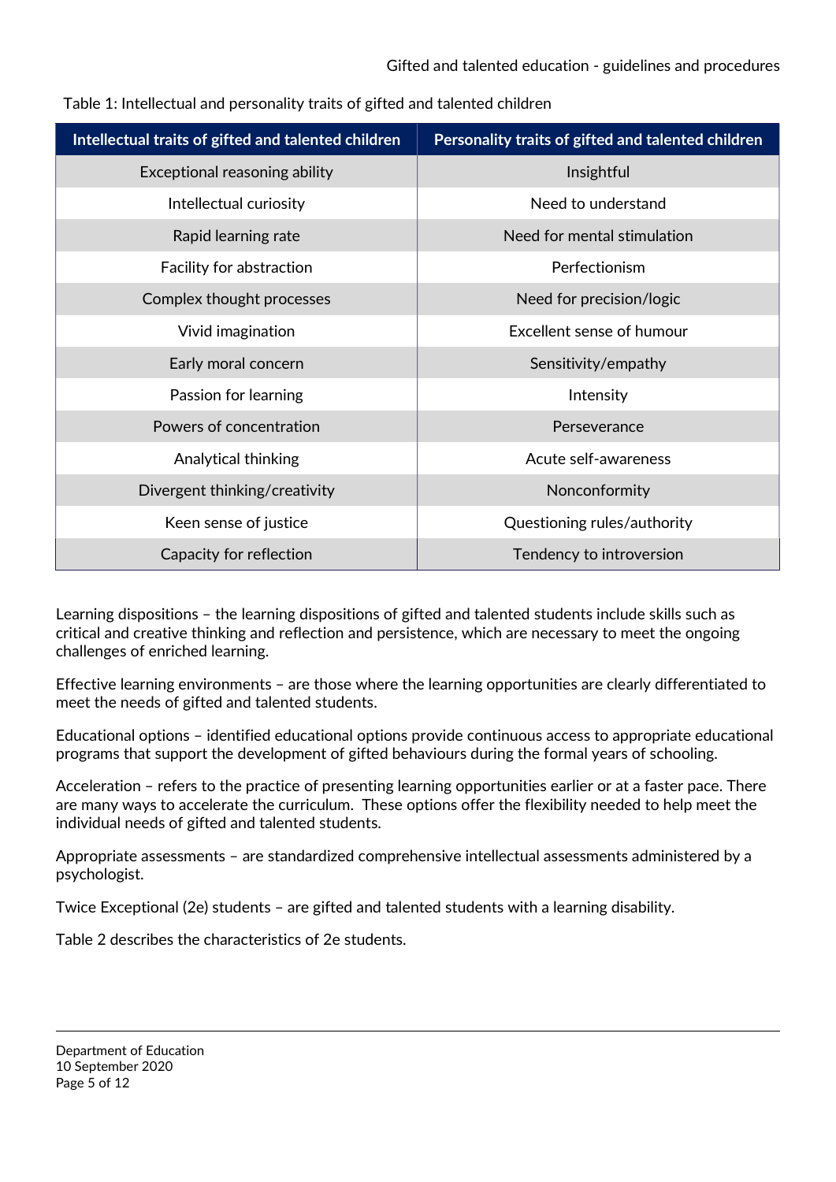Table 1: Intellectual and personality traits of gifted and talented children

| Intellectual traits of gifted and talented children | Personality traits of gifted and talented children |
|---|---|
| Exceptional reasoning ability | Insightful |
| Intellectual curiosity | Need to understand |
| Rapid learning rate | Need for mental stimulation |
| Facility for abstraction | Perfectionism |
| Complex thought processes | Need for precision/logic |
| Vivid imagination | Excellent sense of humour |
| Early moral concern | Sensitivity/empathy |
| Passion for learning | Intensity |
| Powers of concentration | Perseverance |
| Analytical thinking | Acute self-awareness |
| Divergent thinking/creativity | Nonconformity |
| Keen sense of justice | Questioning rules/authority |
| Capacity for reflection | Tendency to introversion |

Learning dispositions – the learning dispositions of gifted and talented students include skills such as critical and creative thinking and reflection and persistence, which are necessary to meet the ongoing challenges of enriched learning.

Effective learning environments – are those where the learning opportunities are clearly differentiated to meet the needs of gifted and talented students.

Educational options – identified educational options provide continuous access to appropriate educational programs that support the development of gifted behaviours during the formal years of schooling.

Acceleration – refers to the practice of presenting learning opportunities earlier or at a faster pace. There are many ways to accelerate the curriculum. These options offer the flexibility needed to help meet the individual needs of gifted and talented students.

Appropriate assessments – are standardized comprehensive intellectual assessments administered by a psychologist.

Twice Exceptional (2e) students – are gifted and talented students with a learning disability.

Table 2 describes the characteristics of 2e students.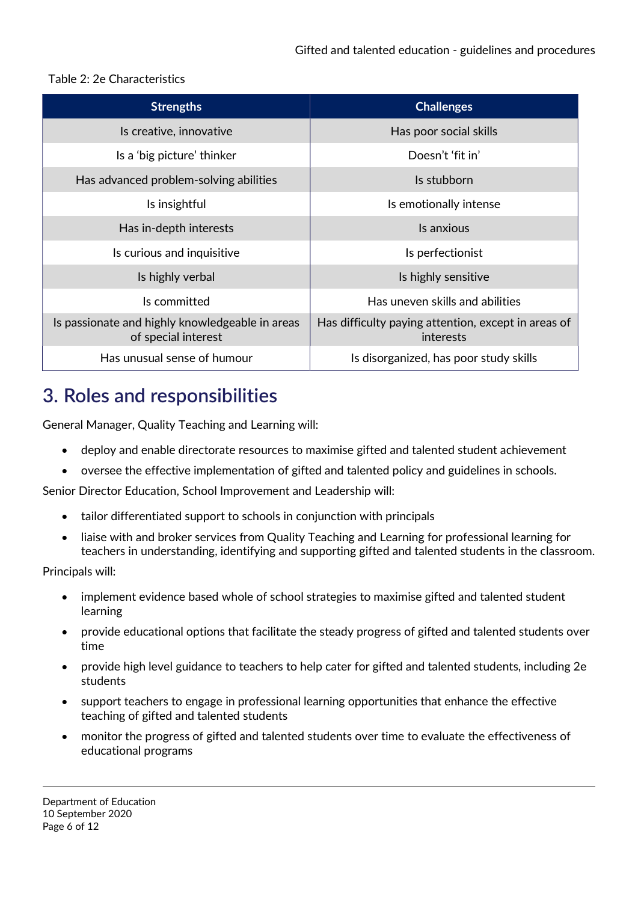Table 2: 2e Characteristics

| Strengths | Challenges |
|---|---|
| Is creative, innovative | Has poor social skills |
| Is a ‘big picture’ thinker | Doesn’t ‘fit in’ |
| Has advanced problem-solving abilities | Is stubborn |
| Is insightful | Is emotionally intense |
| Has in-depth interests | Is anxious |
| Is curious and inquisitive | Is perfectionist |
| Is highly verbal | Is highly sensitive |
| Is committed | Has uneven skills and abilities |
| Is passionate and highly knowledgeable in areas of special interest | Has difficulty paying attention, except in areas of interests |
| Has unusual sense of humour | Is disorganized, has poor study skills |

# 3. Roles and responsibilities

General Manager, Quality Teaching and Learning will:

- deploy and enable directorate resources to maximise gifted and talented student achievement
- oversee the effective implementation of gifted and talented policy and guidelines in schools.

Senior Director Education, School Improvement and Leadership will:

- tailor differentiated support to schools in conjunction with principals
- liaise with and broker services from Quality Teaching and Learning for professional learning for teachers in understanding, identifying and supporting gifted and talented students in the classroom.

Principals will:

- implement evidence based whole of school strategies to maximise gifted and talented student learning
- provide educational options that facilitate the steady progress of gifted and talented students over time
- provide high level guidance to teachers to help cater for gifted and talented students, including 2e students
- support teachers to engage in professional learning opportunities that enhance the effective teaching of gifted and talented students
- monitor the progress of gifted and talented students over time to evaluate the effectiveness of educational programs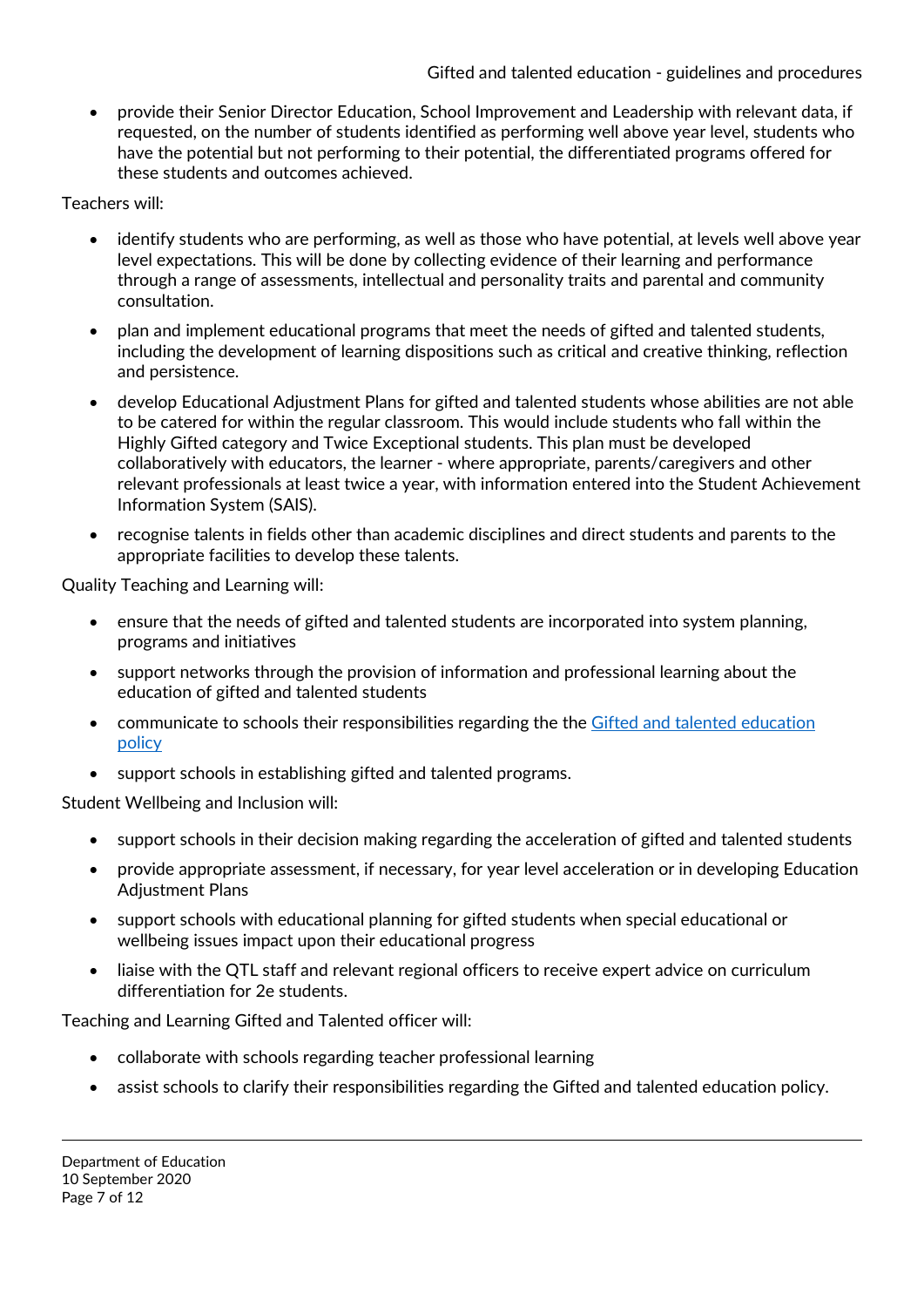- provide their Senior Director Education, School Improvement and Leadership with relevant data, if requested, on the number of students identified as performing well above year level, students who have the potential but not performing to their potential, the differentiated programs offered for these students and outcomes achieved.

Teachers will:

- identify students who are performing, as well as those who have potential, at levels well above year level expectations. This will be done by collecting evidence of their learning and performance through a range of assessments, intellectual and personality traits and parental and community consultation.
- plan and implement educational programs that meet the needs of gifted and talented students, including the development of learning dispositions such as critical and creative thinking, reflection and persistence.
- develop Educational Adjustment Plans for gifted and talented students whose abilities are not able to be catered for within the regular classroom. This would include students who fall within the Highly Gifted category and Twice Exceptional students. This plan must be developed collaboratively with educators, the learner - where appropriate, parents/caregivers and other relevant professionals at least twice a year, with information entered into the Student Achievement Information System (SAIS).
- recognise talents in fields other than academic disciplines and direct students and parents to the appropriate facilities to develop these talents.

Quality Teaching and Learning will:

- ensure that the needs of gifted and talented students are incorporated into system planning, programs and initiatives
- support networks through the provision of information and professional learning about the education of gifted and talented students
- communicate to schools their responsibilities regarding the the [Gifted and talented education policy]
- support schools in establishing gifted and talented programs.

Student Wellbeing and Inclusion will:

- support schools in their decision making regarding the acceleration of gifted and talented students
- provide appropriate assessment, if necessary, for year level acceleration or in developing Education Adjustment Plans
- support schools with educational planning for gifted students when special educational or wellbeing issues impact upon their educational progress
- liaise with the QTL staff and relevant regional officers to receive expert advice on curriculum differentiation for 2e students.

Teaching and Learning Gifted and Talented officer will:

- collaborate with schools regarding teacher professional learning
- assist schools to clarify their responsibilities regarding the Gifted and talented education policy.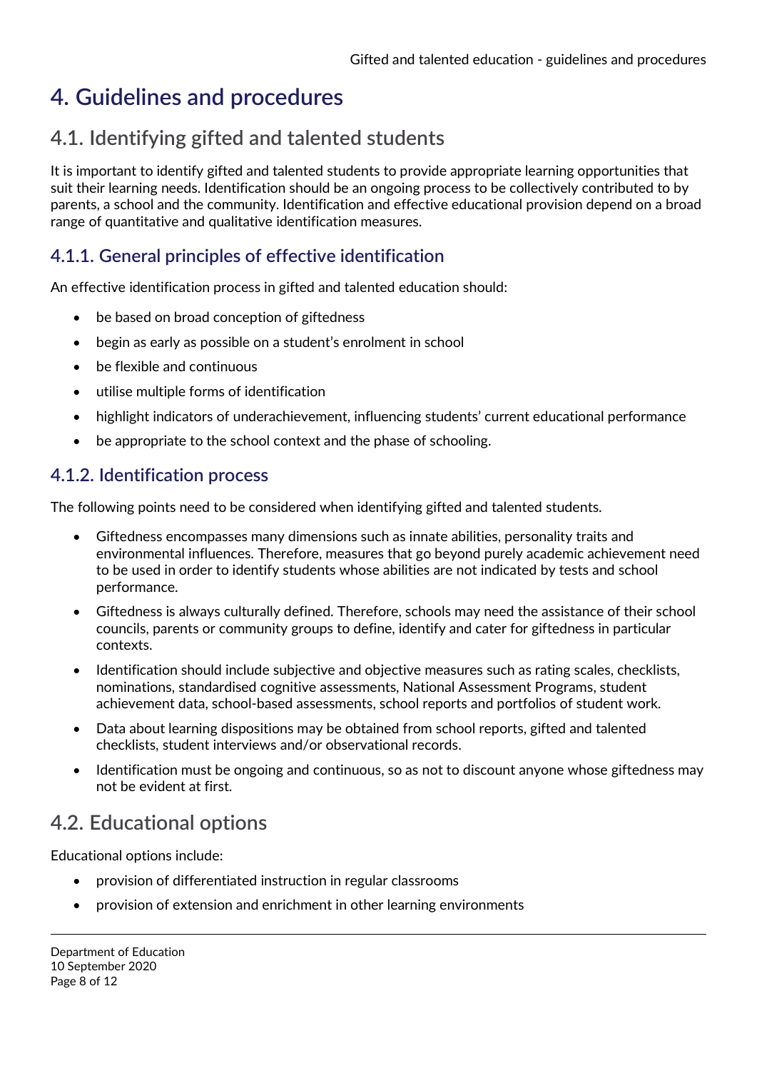# 4. Guidelines and procedures

## 4.1. Identifying gifted and talented students

It is important to identify gifted and talented students to provide appropriate learning opportunities that suit their learning needs. Identification should be an ongoing process to be collectively contributed to by parents, a school and the community. Identification and effective educational provision depend on a broad range of quantitative and qualitative identification measures.

### 4.1.1. General principles of effective identification

An effective identification process in gifted and talented education should:

- be based on broad conception of giftedness
- begin as early as possible on a student's enrolment in school
- be flexible and continuous
- utilise multiple forms of identification
- highlight indicators of underachievement, influencing students' current educational performance
- be appropriate to the school context and the phase of schooling.

### 4.1.2. Identification process

The following points need to be considered when identifying gifted and talented students.

- Giftedness encompasses many dimensions such as innate abilities, personality traits and environmental influences. Therefore, measures that go beyond purely academic achievement need to be used in order to identify students whose abilities are not indicated by tests and school performance.
- Giftedness is always culturally defined. Therefore, schools may need the assistance of their school councils, parents or community groups to define, identify and cater for giftedness in particular contexts.
- Identification should include subjective and objective measures such as rating scales, checklists, nominations, standardised cognitive assessments, National Assessment Programs, student achievement data, school-based assessments, school reports and portfolios of student work.
- Data about learning dispositions may be obtained from school reports, gifted and talented checklists, student interviews and/or observational records.
- Identification must be ongoing and continuous, so as not to discount anyone whose giftedness may not be evident at first.

## 4.2. Educational options

Educational options include:

- provision of differentiated instruction in regular classrooms
- provision of extension and enrichment in other learning environments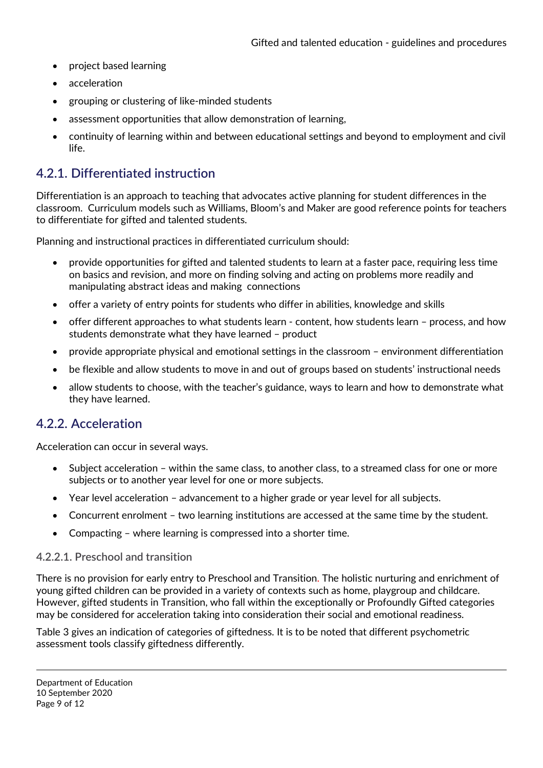- project based learning
- acceleration
- grouping or clustering of like-minded students
- assessment opportunities that allow demonstration of learning,
- continuity of learning within and between educational settings and beyond to employment and civil life.

## 4.2.1. Differentiated instruction

Differentiation is an approach to teaching that advocates active planning for student differences in the classroom. Curriculum models such as Williams, Bloom's and Maker are good reference points for teachers to differentiate for gifted and talented students.

Planning and instructional practices in differentiated curriculum should:

- provide opportunities for gifted and talented students to learn at a faster pace, requiring less time on basics and revision, and more on finding solving and acting on problems more readily and manipulating abstract ideas and making connections
- offer a variety of entry points for students who differ in abilities, knowledge and skills
- offer different approaches to what students learn - content, how students learn – process, and how students demonstrate what they have learned – product
- provide appropriate physical and emotional settings in the classroom – environment differentiation
- be flexible and allow students to move in and out of groups based on students' instructional needs
- allow students to choose, with the teacher's guidance, ways to learn and how to demonstrate what they have learned.

## 4.2.2. Acceleration

Acceleration can occur in several ways.

- Subject acceleration – within the same class, to another class, to a streamed class for one or more subjects or to another year level for one or more subjects.
- Year level acceleration – advancement to a higher grade or year level for all subjects.
- Concurrent enrolment – two learning institutions are accessed at the same time by the student.
- Compacting – where learning is compressed into a shorter time.

### 4.2.2.1. Preschool and transition

There is no provision for early entry to Preschool and Transition. The holistic nurturing and enrichment of young gifted children can be provided in a variety of contexts such as home, playgroup and childcare. However, gifted students in Transition, who fall within the exceptionally or Profoundly Gifted categories may be considered for acceleration taking into consideration their social and emotional readiness.

Table 3 gives an indication of categories of giftedness. It is to be noted that different psychometric assessment tools classify giftedness differently.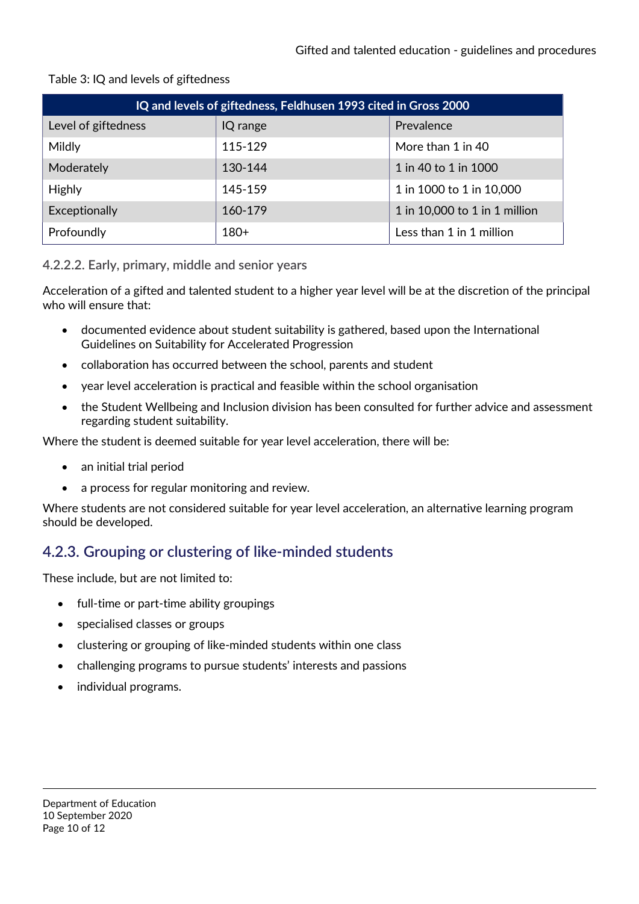Table 3: IQ and levels of giftedness

| IQ and levels of giftedness, Feldhusen 1993 cited in Gross 2000 | | |
|---|---|---|
| Level of giftedness | IQ range | Prevalence |
| Mildly | 115-129 | More than 1 in 40 |
| Moderately | 130-144 | 1 in 40 to 1 in 1000 |
| Highly | 145-159 | 1 in 1000 to 1 in 10,000 |
| Exceptionally | 160-179 | 1 in 10,000 to 1 in 1 million |
| Profoundly | 180+ | Less than 1 in 1 million |

#### 4.2.2.2. Early, primary, middle and senior years

Acceleration of a gifted and talented student to a higher year level will be at the discretion of the principal who will ensure that:

- documented evidence about student suitability is gathered, based upon the International Guidelines on Suitability for Accelerated Progression
- collaboration has occurred between the school, parents and student
- year level acceleration is practical and feasible within the school organisation
- the Student Wellbeing and Inclusion division has been consulted for further advice and assessment regarding student suitability.

Where the student is deemed suitable for year level acceleration, there will be:

- an initial trial period
- a process for regular monitoring and review.

Where students are not considered suitable for year level acceleration, an alternative learning program should be developed.

### 4.2.3. Grouping or clustering of like-minded students

These include, but are not limited to:

- full-time or part-time ability groupings
- specialised classes or groups
- clustering or grouping of like-minded students within one class
- challenging programs to pursue students' interests and passions
- individual programs.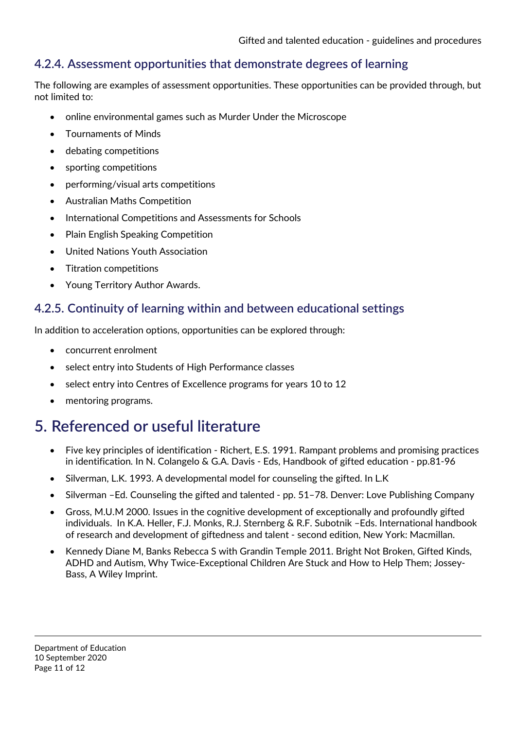### 4.2.4. Assessment opportunities that demonstrate degrees of learning

The following are examples of assessment opportunities. These opportunities can be provided through, but not limited to:

- online environmental games such as Murder Under the Microscope
- Tournaments of Minds
- debating competitions
- sporting competitions
- performing/visual arts competitions
- Australian Maths Competition
- International Competitions and Assessments for Schools
- Plain English Speaking Competition
- United Nations Youth Association
- Titration competitions
- Young Territory Author Awards.

### 4.2.5. Continuity of learning within and between educational settings

In addition to acceleration options, opportunities can be explored through:

- concurrent enrolment
- select entry into Students of High Performance classes
- select entry into Centres of Excellence programs for years 10 to 12
- mentoring programs.

# 5. Referenced or useful literature

- Five key principles of identification - Richert, E.S. 1991. Rampant problems and promising practices in identification. In N. Colangelo & G.A. Davis - Eds, Handbook of gifted education - pp.81-96
- Silverman, L.K. 1993. A developmental model for counseling the gifted. In L.K
- Silverman –Ed. Counseling the gifted and talented - pp. 51–78. Denver: Love Publishing Company
- Gross, M.U.M 2000. Issues in the cognitive development of exceptionally and profoundly gifted individuals. In K.A. Heller, F.J. Monks, R.J. Sternberg & R.F. Subotnik –Eds. International handbook of research and development of giftedness and talent - second edition, New York: Macmillan.
- Kennedy Diane M, Banks Rebecca S with Grandin Temple 2011. Bright Not Broken, Gifted Kinds, ADHD and Autism, Why Twice-Exceptional Children Are Stuck and How to Help Them; Jossey-Bass, A Wiley Imprint.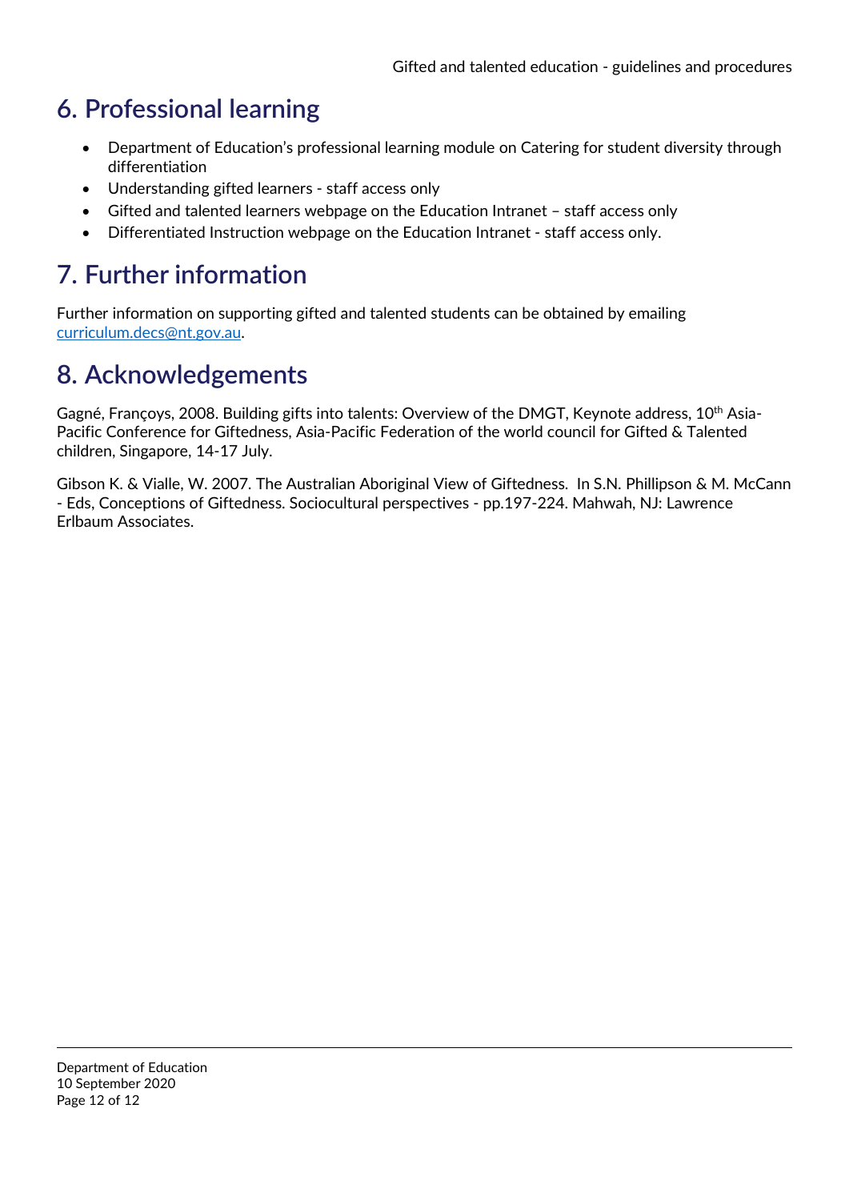# 6. Professional learning

- Department of Education's professional learning module on Catering for student diversity through differentiation
- Understanding gifted learners - staff access only
- Gifted and talented learners webpage on the Education Intranet – staff access only
- Differentiated Instruction webpage on the Education Intranet - staff access only.

# 7. Further information

Further information on supporting gifted and talented students can be obtained by emailing curriculum.decs@nt.gov.au.

# 8. Acknowledgements

Gagné, Françoys, 2008. Building gifts into talents: Overview of the DMGT, Keynote address, 10th Asia-Pacific Conference for Giftedness, Asia-Pacific Federation of the world council for Gifted & Talented children, Singapore, 14-17 July.

Gibson K. & Vialle, W. 2007. The Australian Aboriginal View of Giftedness. In S.N. Phillipson & M. McCann - Eds, Conceptions of Giftedness. Sociocultural perspectives - pp.197-224. Mahwah, NJ: Lawrence Erlbaum Associates.